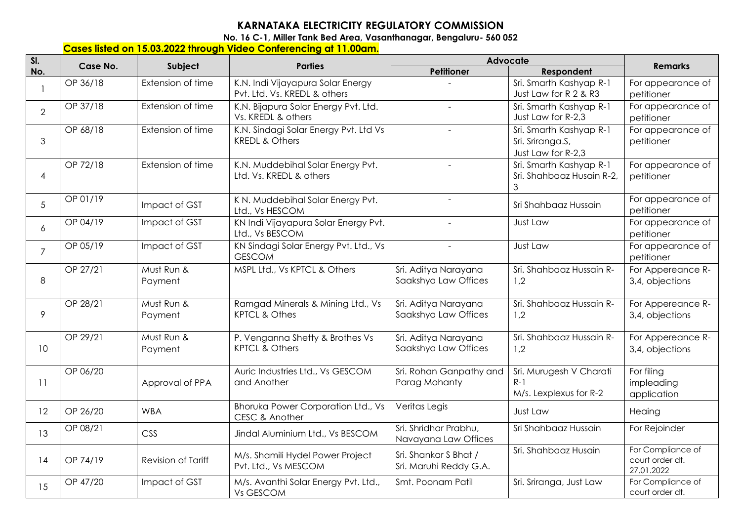# KARNATAKA ELECTRICITY REGULATORY COMMISSION

**No. 16 C-1, Miller Tank Bed Area, Vasanthanagar, Bengaluru- 560 052**

**Cases listed on 15.03.2022 through Video Conferencing at 11.00am.**

| Sl. No. | Case No. | Subject | Parties | Advocate | | Remarks |
|---|---|---|---|---|---|---|
| | | | | Petitioner | Respondent | |
| 1 | OP 36/18 | Extension of time | K.N. Indi Vijayapura Solar Energy Pvt. Ltd. Vs. KREDL & others | - | Sri. Smarth Kashyap R-1 Just Law for R 2 & R3 | For appearance of petitioner |
| 2 | OP 37/18 | Extension of time | K.N. Bijapura Solar Energy Pvt. Ltd. Vs. KREDL & others | - | Sri. Smarth Kashyap R-1 Just Law for R-2,3 | For appearance of petitioner |
| 3 | OP 68/18 | Extension of time | K.N. Sindagi Solar Energy Pvt. Ltd Vs KREDL & Others | - | Sri. Smarth Kashyap R-1 Sri. Sriranga.S, Just Law for R-2,3 | For appearance of petitioner |
| 4 | OP 72/18 | Extension of time | K.N. Muddebihal Solar Energy Pvt. Ltd. Vs. KREDL & others | - | Sri. Smarth Kashyap R-1 Sri. Shahbaaz Husain R-2, 3 | For appearance of petitioner |
| 5 | OP 01/19 | Impact of GST | K N. Muddebihal Solar Energy Pvt. Ltd., Vs HESCOM | - | Sri Shahbaaz Hussain | For appearance of petitioner |
| 6 | OP 04/19 | Impact of GST | KN Indi Vijayapura Solar Energy Pvt. Ltd., Vs BESCOM | - | Just Law | For appearance of petitioner |
| 7 | OP 05/19 | Impact of GST | KN Sindagi Solar Energy Pvt. Ltd., Vs GESCOM | - | Just Law | For appearance of petitioner |
| 8 | OP 27/21 | Must Run & Payment | MSPL Ltd., Vs KPTCL & Others | Sri. Aditya Narayana Saakshya Law Offices | Sri. Shahbaaz Hussain R-1,2 | For Appereance R-3,4, objections |
| 9 | OP 28/21 | Must Run & Payment | Ramgad Minerals & Mining Ltd., Vs KPTCL & Othes | Sri. Aditya Narayana Saakshya Law Offices | Sri. Shahbaaz Hussain R-1,2 | For Appereance R-3,4, objections |
| 10 | OP 29/21 | Must Run & Payment | P. Venganna Shetty & Brothes Vs KPTCL & Others | Sri. Aditya Narayana Saakshya Law Offices | Sri. Shahbaaz Hussain R-1,2 | For Appereance R-3,4, objections |
| 11 | OP 06/20 | Approval of PPA | Auric Industries Ltd., Vs GESCOM and Another | Sri. Rohan Ganpathy and Parag Mohanty | Sri. Murugesh V Charati R-1 M/s. Lexplexus for R-2 | For filing impleading application |
| 12 | OP 26/20 | WBA | Bhoruka Power Corporation Ltd., Vs CESC & Another | Veritas Legis | Just Law | Heaing |
| 13 | OP 08/21 | CSS | Jindal Aluminium Ltd., Vs BESCOM | Sri. Shridhar Prabhu, Navayana Law Offices | Sri Shahbaaz Hussain | For Rejoinder |
| 14 | OP 74/19 | Revision of Tariff | M/s. Shamili Hydel Power Project Pvt. Ltd., Vs MESCOM | Sri. Shankar S Bhat / Sri. Maruhi Reddy G.A. | Sri. Shahbaaz Husain | For Compliance of court order dt. 27.01.2022 |
| 15 | OP 47/20 | Impact of GST | M/s. Avanthi Solar Energy Pvt. Ltd., Vs GESCOM | Smt. Poonam Patil | Sri. Sriranga, Just Law | For Compliance of court order dt. |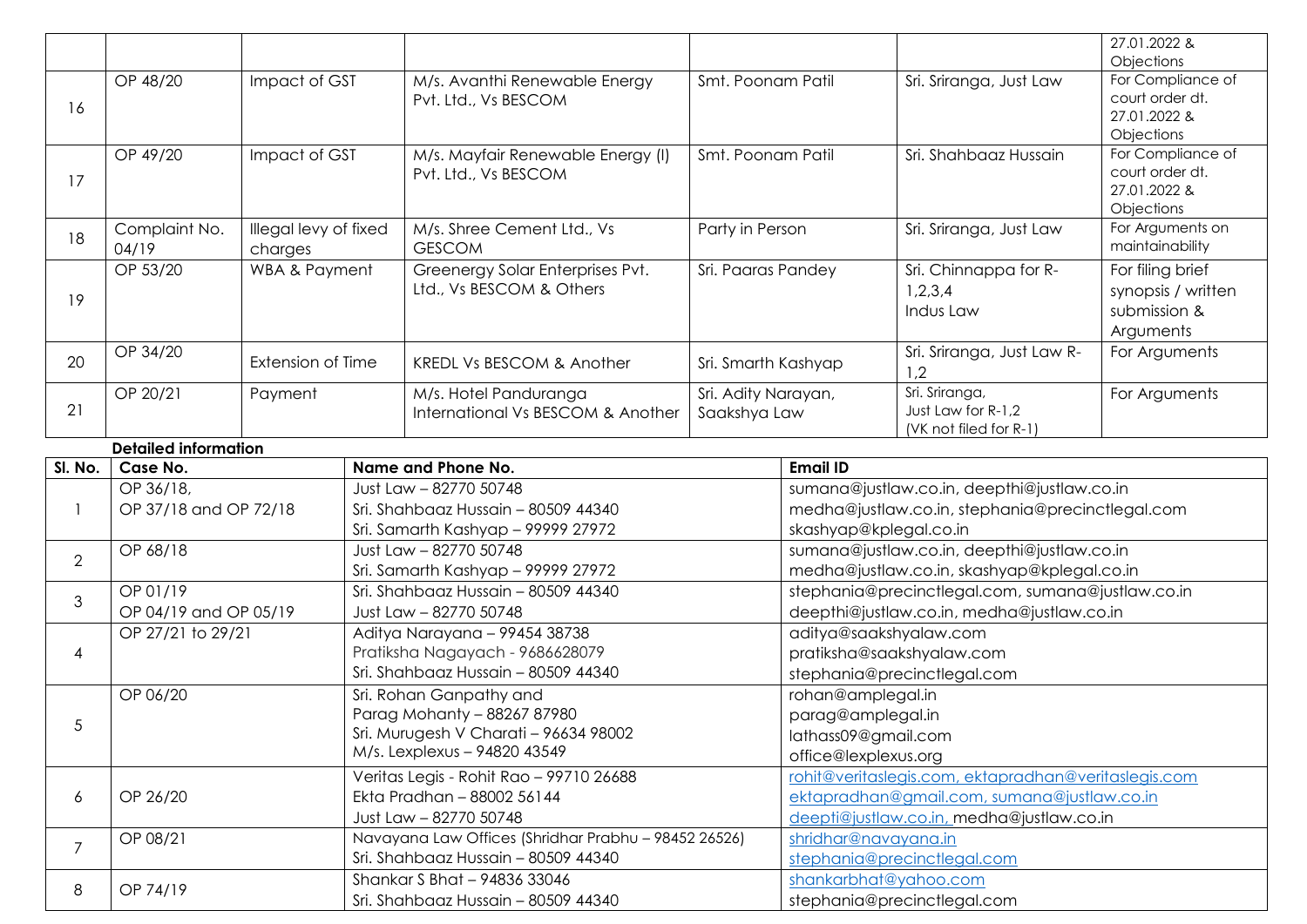| | | | | | | |
|---|---|---|---|---|---|---|
| | | | | | | 27.01.2022 & Objections |
| 16 | OP 48/20 | Impact of GST | M/s. Avanthi Renewable Energy Pvt. Ltd., Vs BESCOM | Smt. Poonam Patil | Sri. Sriranga, Just Law | For Compliance of court order dt. 27.01.2022 & Objections |
| 17 | OP 49/20 | Impact of GST | M/s. Mayfair Renewable Energy (I) Pvt. Ltd., Vs BESCOM | Smt. Poonam Patil | Sri. Shahbaaz Hussain | For Compliance of court order dt. 27.01.2022 & Objections |
| 18 | Complaint No. 04/19 | Illegal levy of fixed charges | M/s. Shree Cement Ltd., Vs GESCOM | Party in Person | Sri. Sriranga, Just Law | For Arguments on maintainability |
| 19 | OP 53/20 | WBA & Payment | Greenergy Solar Enterprises Pvt. Ltd., Vs BESCOM & Others | Sri. Paaras Pandey | Sri. Chinnappa for R-1,2,3,4 Indus Law | For filing brief synopsis / written submission & Arguments |
| 20 | OP 34/20 | Extension of Time | KREDL Vs BESCOM & Another | Sri. Smarth Kashyap | Sri. Sriranga, Just Law R-1,2 | For Arguments |
| 21 | OP 20/21 | Payment | M/s. Hotel Panduranga International Vs BESCOM & Another | Sri. Adity Narayan, Saakshya Law | Sri. Sriranga, Just Law for R-1,2 (VK not filed for R-1) | For Arguments |

**Detailed information**

| Sl. No. | Case No. | Name and Phone No. | Email ID |
|---|---|---|---|
| 1 | OP 36/18, OP 37/18 and OP 72/18 | Just Law – 82770 50748<br>Sri. Shahbaaz Hussain – 80509 44340<br>Sri. Samarth Kashyap – 99999 27972 | sumana@justlaw.co.in, deepthi@justlaw.co.in<br>medha@justlaw.co.in, stephania@precinctlegal.com<br>skashyap@kplegal.co.in |
| 2 | OP 68/18 | Just Law – 82770 50748<br>Sri. Samarth Kashyap – 99999 27972 | sumana@justlaw.co.in, deepthi@justlaw.co.in<br>medha@justlaw.co.in, skashyap@kplegal.co.in |
| 3 | OP 01/19<br>OP 04/19 and OP 05/19 | Sri. Shahbaaz Hussain – 80509 44340<br>Just Law – 82770 50748 | stephania@precinctlegal.com, sumana@justlaw.co.in<br>deepthi@justlaw.co.in, medha@justlaw.co.in |
| 4 | OP 27/21 to 29/21 | Aditya Narayana – 99454 38738<br>Pratiksha Nagayach - 9686628079<br>Sri. Shahbaaz Hussain – 80509 44340 | aditya@saakshyalaw.com<br>pratiksha@saakshyalaw.com<br>stephania@precinctlegal.com |
| 5 | OP 06/20 | Sri. Rohan Ganpathy and<br>Parag Mohanty – 88267 87980<br>Sri. Murugesh V Charati – 96634 98002<br>M/s. Lexplexus – 94820 43549 | rohan@amplegal.in<br>parag@amplegal.in<br>lathass09@gmail.com<br>office@lexplexus.org |
| 6 | OP 26/20 | Veritas Legis - Rohit Rao – 99710 26688<br>Ekta Pradhan – 88002 56144<br>Just Law – 82770 50748 | rohit@veritaslegis.com, ektapradhan@veritaslegis.com<br>ektapradhan@gmail.com, sumana@justlaw.co.in<br>deepti@justlaw.co.in, medha@justlaw.co.in |
| 7 | OP 08/21 | Navayana Law Offices (Shridhar Prabhu – 98452 26526)<br>Sri. Shahbaaz Hussain – 80509 44340 | shridhar@navayana.in<br>stephania@precinctlegal.com |
| 8 | OP 74/19 | Shankar S Bhat – 94836 33046<br>Sri. Shahbaaz Hussain – 80509 44340 | shankarbhat@yahoo.com<br>stephania@precinctlegal.com |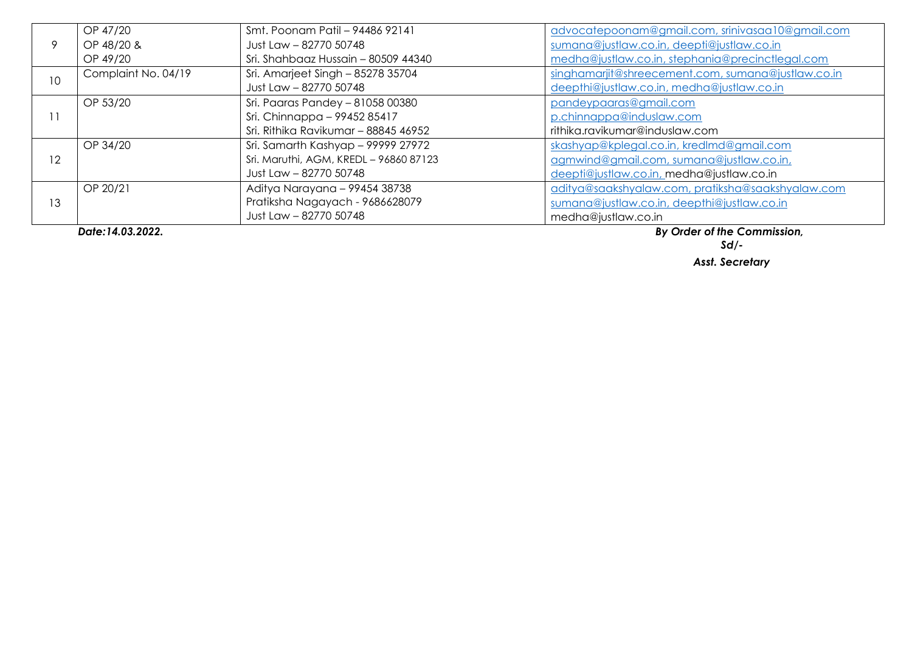| | | | |
|---|---|---|---|
| 9 | OP 47/20<br>OP 48/20 &<br>OP 49/20 | Smt. Poonam Patil – 94486 92141<br>Just Law – 82770 50748<br>Sri. Shahbaaz Hussain – 80509 44340 | advocatepoonam@gmail.com, srinivasaa10@gmail.com<br>sumana@justlaw.co.in, deepti@justlaw.co.in<br>medha@justlaw.co.in, stephania@precinctlegal.com |
| 10 | Complaint No. 04/19 | Sri. Amarjeet Singh – 85278 35704<br>Just Law – 82770 50748 | singhamarjit@shreecement.com, sumana@justlaw.co.in<br>deepthi@justlaw.co.in, medha@justlaw.co.in |
| 11 | OP 53/20 | Sri. Paaras Pandey – 81058 00380<br>Sri. Chinnappa – 99452 85417<br>Sri. Rithika Ravikumar – 88845 46952 | pandeypaaras@gmail.com<br>p.chinnappa@induslaw.com<br>rithika.ravikumar@induslaw.com |
| 12 | OP 34/20 | Sri. Samarth Kashyap – 99999 27972<br>Sri. Maruthi, AGM, KREDL – 96860 87123<br>Just Law – 82770 50748 | skashyap@kplegal.co.in, kredlmd@gmail.com<br>agmwind@gmail.com, sumana@justlaw.co.in,<br>deepti@justlaw.co.in, medha@justlaw.co.in |
| 13 | OP 20/21 | Aditya Narayana – 99454 38738<br>Pratiksha Nagayach - 9686628079<br>Just Law – 82770 50748 | aditya@saakshyalaw.com, pratiksha@saakshyalaw.com<br>sumana@justlaw.co.in, deepthi@justlaw.co.in<br>medha@justlaw.co.in |

***Date:14.03.2022.***

***By Order of the Commission,***

***Sd/-***

***Asst. Secretary***